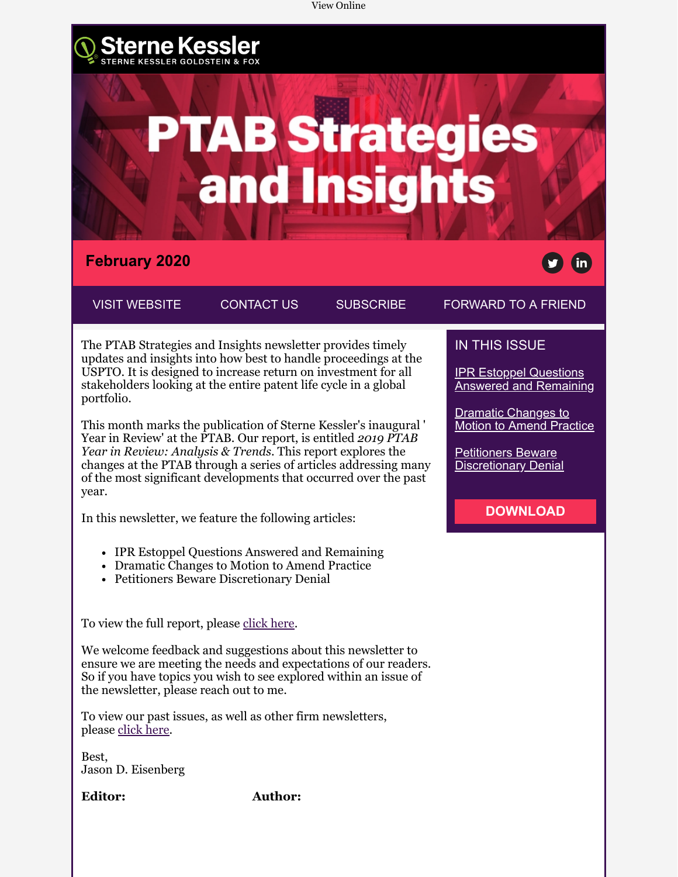View Online

Sterne Kessler
STERNE KESSLER GOLDSTEIN & FOX

# PTAB Strategies and Insights

**February 2020**

VISIT WEBSITE | CONTACT US | SUBSCRIBE | FORWARD TO A FRIEND

The PTAB Strategies and Insights newsletter provides timely updates and insights into how best to handle proceedings at the USPTO. It is designed to increase return on investment for all stakeholders looking at the entire patent life cycle in a global portfolio.

This month marks the publication of Sterne Kessler's inaugural ' Year in Review' at the PTAB. Our report, is entitled *2019 PTAB Year in Review: Analysis & Trends*. This report explores the changes at the PTAB through a series of articles addressing many of the most significant developments that occurred over the past year.

In this newsletter, we feature the following articles:

- IPR Estoppel Questions Answered and Remaining
- Dramatic Changes to Motion to Amend Practice
- Petitioners Beware Discretionary Denial

To view the full report, please click here.

We welcome feedback and suggestions about this newsletter to ensure we are meeting the needs and expectations of our readers. So if you have topics you wish to see explored within an issue of the newsletter, please reach out to me.

To view our past issues, as well as other firm newsletters, please click here.

Best,
Jason D. Eisenberg

**Editor:**

**Author:**

## IN THIS ISSUE

- IPR Estoppel Questions Answered and Remaining
- Dramatic Changes to Motion to Amend Practice
- Petitioners Beware Discretionary Denial

**DOWNLOAD**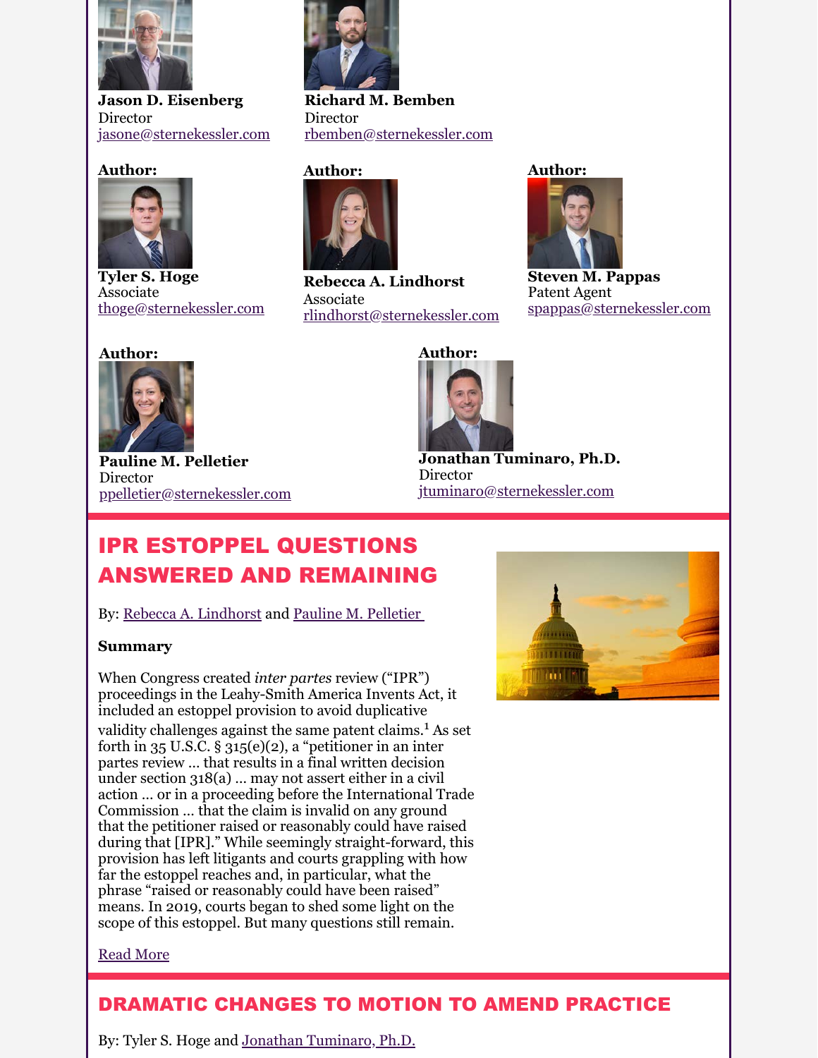**Jason D. Eisenberg**
Director
jasone@sternekessler.com

**Richard M. Bemben**
Director
rbemben@sternekessler.com

**Author:**

**Tyler S. Hoge**
Associate
thoge@sternekessler.com

**Author:**

**Rebecca A. Lindhorst**
Associate
rlindhorst@sternekessler.com

**Author:**

**Steven M. Pappas**
Patent Agent
spappas@sternekessler.com

**Author:**

**Pauline M. Pelletier**
Director
ppelletier@sternekessler.com

**Author:**

**Jonathan Tuminaro, Ph.D.**
Director
jtuminaro@sternekessler.com

## IPR ESTOPPEL QUESTIONS ANSWERED AND REMAINING

By: Rebecca A. Lindhorst and Pauline M. Pelletier

**Summary**

When Congress created *inter partes* review ("IPR") proceedings in the Leahy-Smith America Invents Act, it included an estoppel provision to avoid duplicative validity challenges against the same patent claims.[1] As set forth in 35 U.S.C. § 315(e)(2), a "petitioner in an inter partes review … that results in a final written decision under section 318(a) … may not assert either in a civil action … or in a proceeding before the International Trade Commission … that the claim is invalid on any ground that the petitioner raised or reasonably could have raised during that [IPR]." While seemingly straight-forward, this provision has left litigants and courts grappling with how far the estoppel reaches and, in particular, what the phrase "raised or reasonably could have been raised" means. In 2019, courts began to shed some light on the scope of this estoppel. But many questions still remain.

Read More

## DRAMATIC CHANGES TO MOTION TO AMEND PRACTICE

By: Tyler S. Hoge and Jonathan Tuminaro, Ph.D.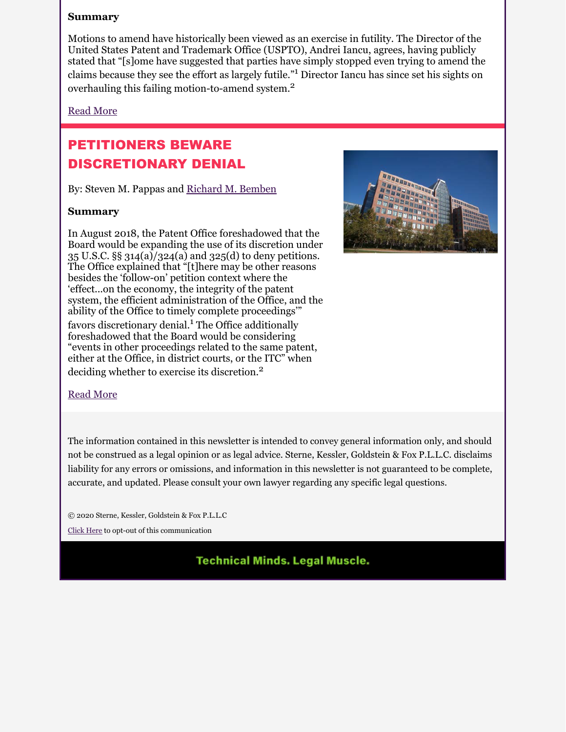**Summary**

Motions to amend have historically been viewed as an exercise in futility. The Director of the United States Patent and Trademark Office (USPTO), Andrei Iancu, agrees, having publicly stated that "[s]ome have suggested that parties have simply stopped even trying to amend the claims because they see the effort as largely futile."[1] Director Iancu has since set his sights on overhauling this failing motion-to-amend system.[2]

Read More

## PETITIONERS BEWARE DISCRETIONARY DENIAL

By: Steven M. Pappas and Richard M. Bemben

**Summary**

In August 2018, the Patent Office foreshadowed that the Board would be expanding the use of its discretion under 35 U.S.C. §§ 314(a)/324(a) and 325(d) to deny petitions. The Office explained that "[t]here may be other reasons besides the 'follow-on' petition context where the 'effect...on the economy, the integrity of the patent system, the efficient administration of the Office, and the ability of the Office to timely complete proceedings'" favors discretionary denial.[1] The Office additionally foreshadowed that the Board would be considering "events in other proceedings related to the same patent, either at the Office, in district courts, or the ITC" when deciding whether to exercise its discretion.[2]

Read More

The information contained in this newsletter is intended to convey general information only, and should not be construed as a legal opinion or as legal advice. Sterne, Kessler, Goldstein & Fox P.L.L.C. disclaims liability for any errors or omissions, and information in this newsletter is not guaranteed to be complete, accurate, and updated. Please consult your own lawyer regarding any specific legal questions.

© 2020 Sterne, Kessler, Goldstein & Fox P.L.L.C

Click Here to opt-out of this communication

Technical Minds. Legal Muscle.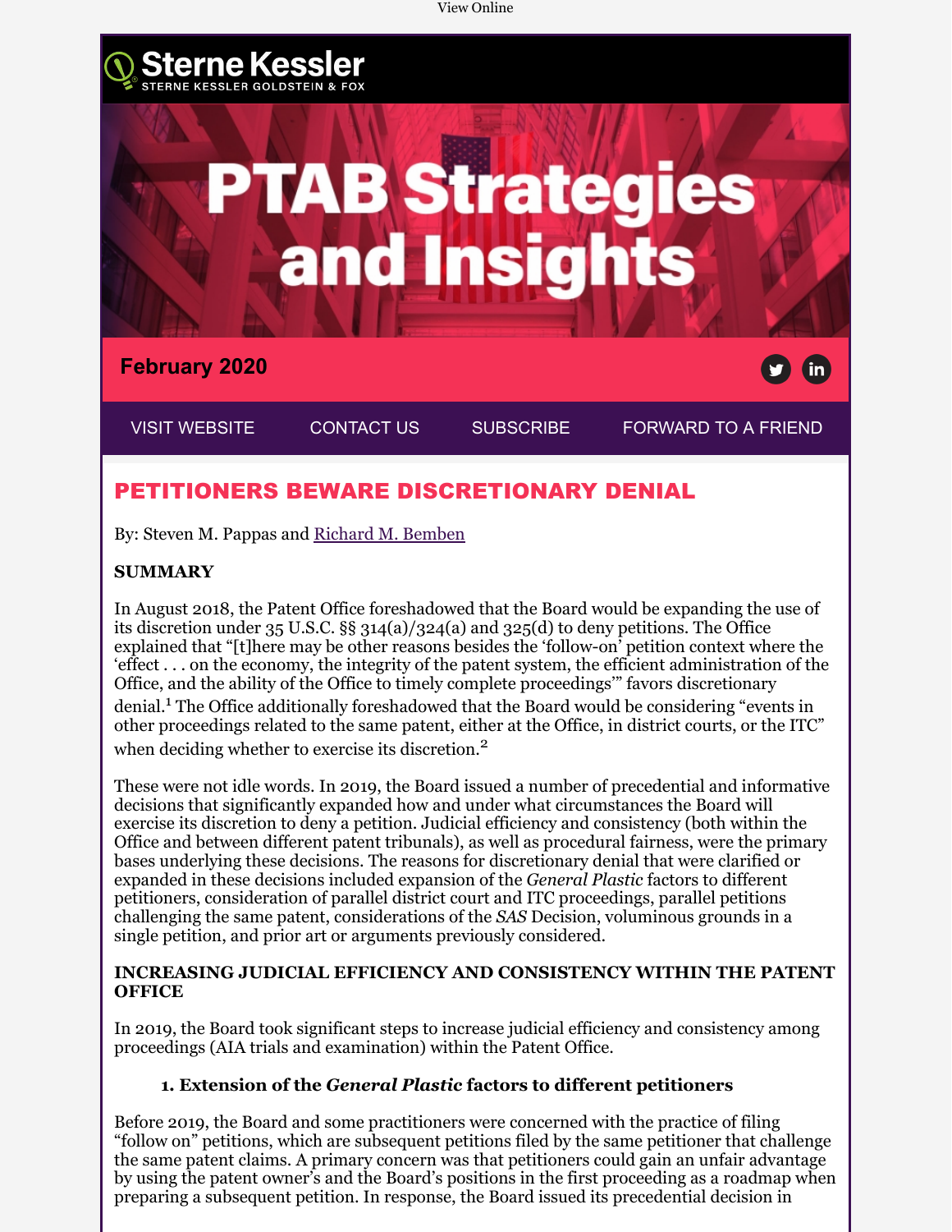View Online

Sterne Kessler
STERNE KESSLER GOLDSTEIN & FOX

# PTAB Strategies and Insights

February 2020

VISIT WEBSITE | CONTACT US | SUBSCRIBE | FORWARD TO A FRIEND

## PETITIONERS BEWARE DISCRETIONARY DENIAL

By: Steven M. Pappas and Richard M. Bemben

**SUMMARY**

In August 2018, the Patent Office foreshadowed that the Board would be expanding the use of its discretion under 35 U.S.C. §§ 314(a)/324(a) and 325(d) to deny petitions. The Office explained that "[t]here may be other reasons besides the 'follow-on' petition context where the 'effect . . . on the economy, the integrity of the patent system, the efficient administration of the Office, and the ability of the Office to timely complete proceedings'" favors discretionary denial.[1] The Office additionally foreshadowed that the Board would be considering "events in other proceedings related to the same patent, either at the Office, in district courts, or the ITC" when deciding whether to exercise its discretion.[2]

These were not idle words. In 2019, the Board issued a number of precedential and informative decisions that significantly expanded how and under what circumstances the Board will exercise its discretion to deny a petition. Judicial efficiency and consistency (both within the Office and between different patent tribunals), as well as procedural fairness, were the primary bases underlying these decisions. The reasons for discretionary denial that were clarified or expanded in these decisions included expansion of the *General Plastic* factors to different petitioners, consideration of parallel district court and ITC proceedings, parallel petitions challenging the same patent, considerations of the *SAS* Decision, voluminous grounds in a single petition, and prior art or arguments previously considered.

**INCREASING JUDICIAL EFFICIENCY AND CONSISTENCY WITHIN THE PATENT OFFICE**

In 2019, the Board took significant steps to increase judicial efficiency and consistency among proceedings (AIA trials and examination) within the Patent Office.

**1. Extension of the *General Plastic* factors to different petitioners**

Before 2019, the Board and some practitioners were concerned with the practice of filing "follow on" petitions, which are subsequent petitions filed by the same petitioner that challenge the same patent claims. A primary concern was that petitioners could gain an unfair advantage by using the patent owner's and the Board's positions in the first proceeding as a roadmap when preparing a subsequent petition. In response, the Board issued its precedential decision in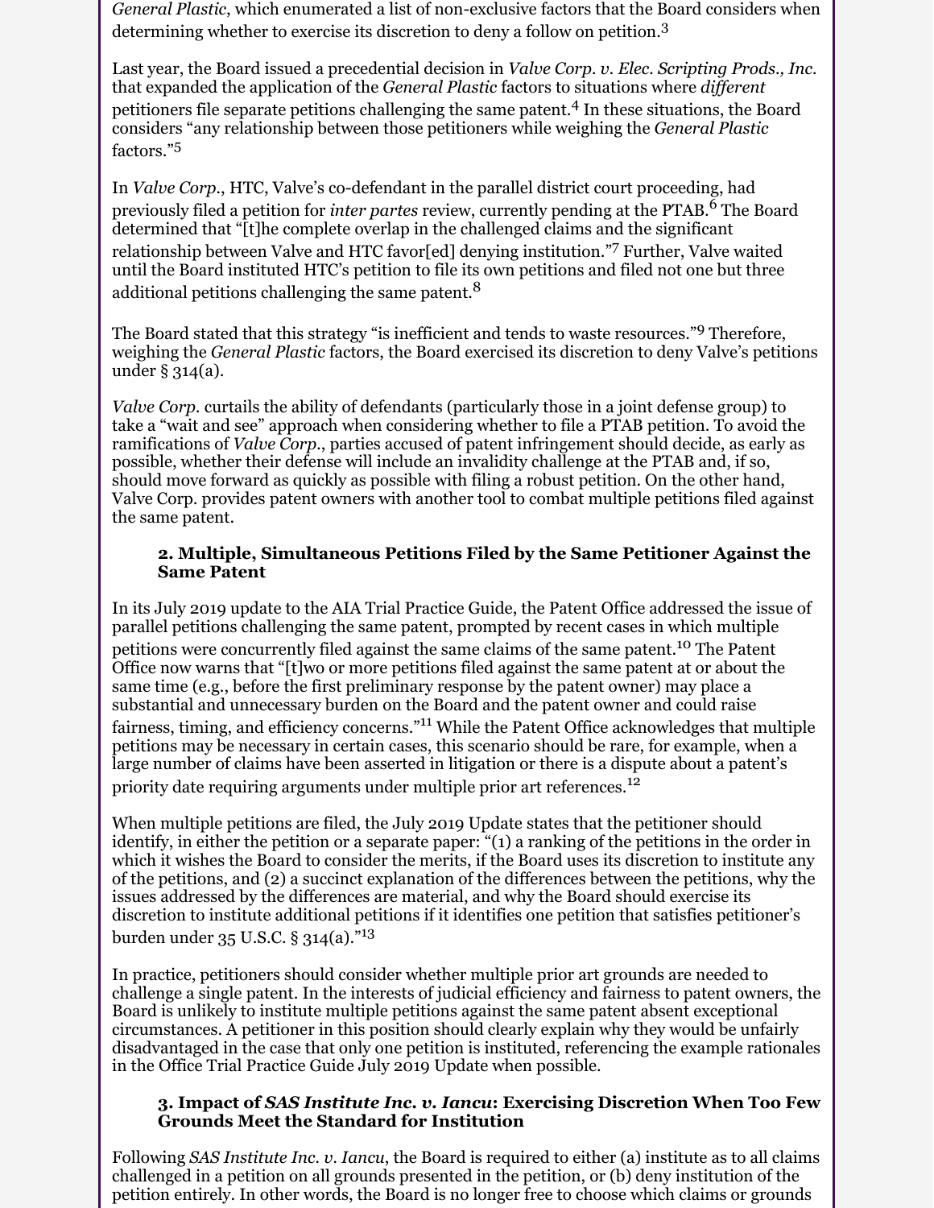*General Plastic*, which enumerated a list of non-exclusive factors that the Board considers when determining whether to exercise its discretion to deny a follow on petition.[3]

Last year, the Board issued a precedential decision in *Valve Corp. v. Elec. Scripting Prods., Inc.* that expanded the application of the *General Plastic* factors to situations where *different* petitioners file separate petitions challenging the same patent.[4] In these situations, the Board considers "any relationship between those petitioners while weighing the *General Plastic* factors."[5]

In *Valve Corp.*, HTC, Valve's co-defendant in the parallel district court proceeding, had previously filed a petition for *inter partes* review, currently pending at the PTAB.[6] The Board determined that "[t]he complete overlap in the challenged claims and the significant relationship between Valve and HTC favor[ed] denying institution."[7] Further, Valve waited until the Board instituted HTC's petition to file its own petitions and filed not one but three additional petitions challenging the same patent.[8]

The Board stated that this strategy "is inefficient and tends to waste resources."[9] Therefore, weighing the *General Plastic* factors, the Board exercised its discretion to deny Valve's petitions under § 314(a).

*Valve Corp.* curtails the ability of defendants (particularly those in a joint defense group) to take a "wait and see" approach when considering whether to file a PTAB petition. To avoid the ramifications of *Valve Corp.*, parties accused of patent infringement should decide, as early as possible, whether their defense will include an invalidity challenge at the PTAB and, if so, should move forward as quickly as possible with filing a robust petition. On the other hand, Valve Corp. provides patent owners with another tool to combat multiple petitions filed against the same patent.

### 2. Multiple, Simultaneous Petitions Filed by the Same Petitioner Against the Same Patent

In its July 2019 update to the AIA Trial Practice Guide, the Patent Office addressed the issue of parallel petitions challenging the same patent, prompted by recent cases in which multiple petitions were concurrently filed against the same claims of the same patent.[10] The Patent Office now warns that "[t]wo or more petitions filed against the same patent at or about the same time (e.g., before the first preliminary response by the patent owner) may place a substantial and unnecessary burden on the Board and the patent owner and could raise fairness, timing, and efficiency concerns."[11] While the Patent Office acknowledges that multiple petitions may be necessary in certain cases, this scenario should be rare, for example, when a large number of claims have been asserted in litigation or there is a dispute about a patent's priority date requiring arguments under multiple prior art references.[12]

When multiple petitions are filed, the July 2019 Update states that the petitioner should identify, in either the petition or a separate paper: "(1) a ranking of the petitions in the order in which it wishes the Board to consider the merits, if the Board uses its discretion to institute any of the petitions, and (2) a succinct explanation of the differences between the petitions, why the issues addressed by the differences are material, and why the Board should exercise its discretion to institute additional petitions if it identifies one petition that satisfies petitioner's burden under 35 U.S.C. § 314(a)."[13]

In practice, petitioners should consider whether multiple prior art grounds are needed to challenge a single patent. In the interests of judicial efficiency and fairness to patent owners, the Board is unlikely to institute multiple petitions against the same patent absent exceptional circumstances. A petitioner in this position should clearly explain why they would be unfairly disadvantaged in the case that only one petition is instituted, referencing the example rationales in the Office Trial Practice Guide July 2019 Update when possible.

### 3. Impact of *SAS Institute Inc. v. Iancu*: Exercising Discretion When Too Few Grounds Meet the Standard for Institution

Following *SAS Institute Inc. v. Iancu*, the Board is required to either (a) institute as to all claims challenged in a petition on all grounds presented in the petition, or (b) deny institution of the petition entirely. In other words, the Board is no longer free to choose which claims or grounds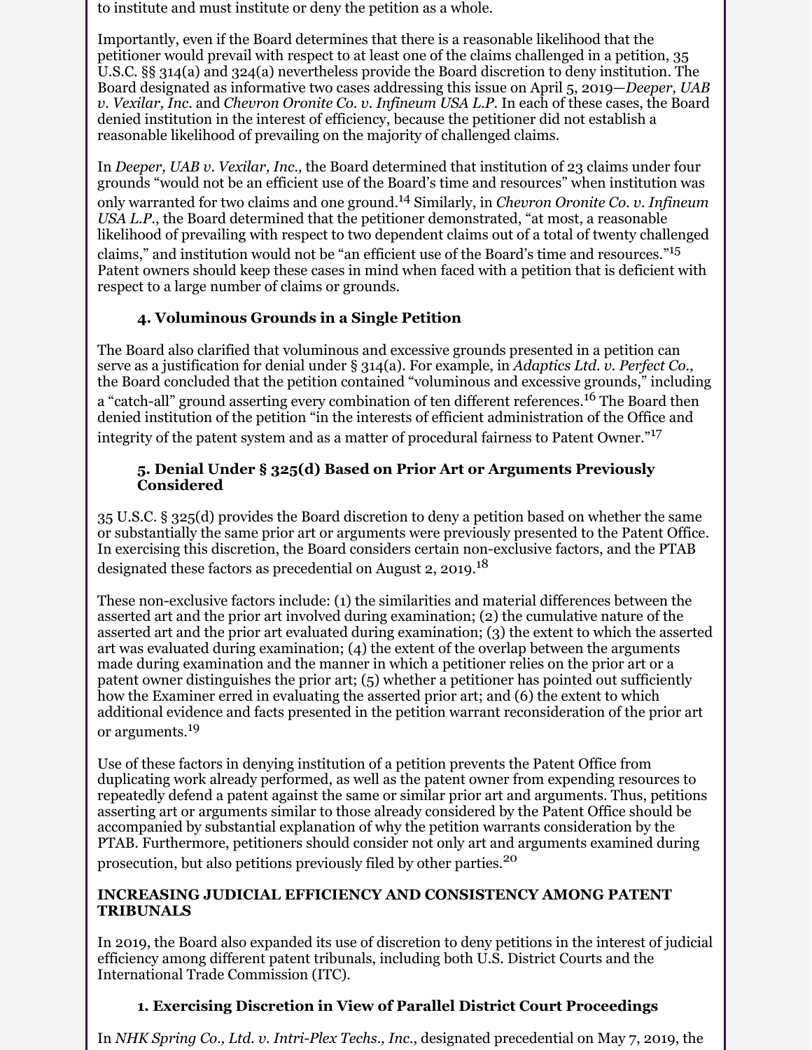to institute and must institute or deny the petition as a whole.

Importantly, even if the Board determines that there is a reasonable likelihood that the petitioner would prevail with respect to at least one of the claims challenged in a petition, 35 U.S.C. §§ 314(a) and 324(a) nevertheless provide the Board discretion to deny institution. The Board designated as informative two cases addressing this issue on April 5, 2019—*Deeper, UAB v. Vexilar, Inc.* and *Chevron Oronite Co. v. Infineum USA L.P.* In each of these cases, the Board denied institution in the interest of efficiency, because the petitioner did not establish a reasonable likelihood of prevailing on the majority of challenged claims.

In *Deeper, UAB v. Vexilar, Inc.,* the Board determined that institution of 23 claims under four grounds "would not be an efficient use of the Board's time and resources" when institution was only warranted for two claims and one ground.[14] Similarly, in *Chevron Oronite Co. v. Infineum USA L.P.*, the Board determined that the petitioner demonstrated, "at most, a reasonable likelihood of prevailing with respect to two dependent claims out of a total of twenty challenged claims," and institution would not be "an efficient use of the Board's time and resources."[15] Patent owners should keep these cases in mind when faced with a petition that is deficient with respect to a large number of claims or grounds.

### 4. Voluminous Grounds in a Single Petition

The Board also clarified that voluminous and excessive grounds presented in a petition can serve as a justification for denial under § 314(a). For example, in *Adaptics Ltd. v. Perfect Co.,* the Board concluded that the petition contained "voluminous and excessive grounds," including a "catch-all" ground asserting every combination of ten different references.[16] The Board then denied institution of the petition "in the interests of efficient administration of the Office and integrity of the patent system and as a matter of procedural fairness to Patent Owner."[17]

### 5. Denial Under § 325(d) Based on Prior Art or Arguments Previously Considered

35 U.S.C. § 325(d) provides the Board discretion to deny a petition based on whether the same or substantially the same prior art or arguments were previously presented to the Patent Office. In exercising this discretion, the Board considers certain non-exclusive factors, and the PTAB designated these factors as precedential on August 2, 2019.[18]

These non-exclusive factors include: (1) the similarities and material differences between the asserted art and the prior art involved during examination; (2) the cumulative nature of the asserted art and the prior art evaluated during examination; (3) the extent to which the asserted art was evaluated during examination; (4) the extent of the overlap between the arguments made during examination and the manner in which a petitioner relies on the prior art or a patent owner distinguishes the prior art; (5) whether a petitioner has pointed out sufficiently how the Examiner erred in evaluating the asserted prior art; and (6) the extent to which additional evidence and facts presented in the petition warrant reconsideration of the prior art or arguments.[19]

Use of these factors in denying institution of a petition prevents the Patent Office from duplicating work already performed, as well as the patent owner from expending resources to repeatedly defend a patent against the same or similar prior art and arguments. Thus, petitions asserting art or arguments similar to those already considered by the Patent Office should be accompanied by substantial explanation of why the petition warrants consideration by the PTAB. Furthermore, petitioners should consider not only art and arguments examined during prosecution, but also petitions previously filed by other parties.[20]

## INCREASING JUDICIAL EFFICIENCY AND CONSISTENCY AMONG PATENT TRIBUNALS

In 2019, the Board also expanded its use of discretion to deny petitions in the interest of judicial efficiency among different patent tribunals, including both U.S. District Courts and the International Trade Commission (ITC).

### 1. Exercising Discretion in View of Parallel District Court Proceedings

In *NHK Spring Co., Ltd. v. Intri-Plex Techs., Inc.*, designated precedential on May 7, 2019, the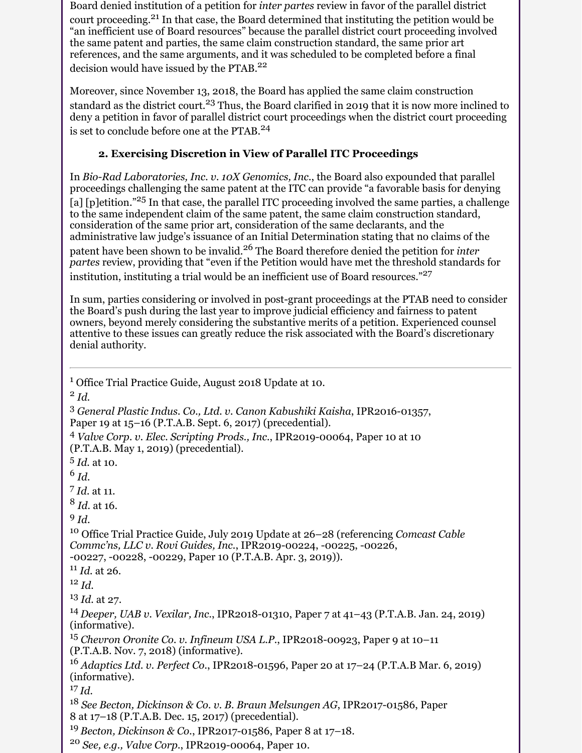Board denied institution of a petition for *inter partes* review in favor of the parallel district court proceeding.[21] In that case, the Board determined that instituting the petition would be "an inefficient use of Board resources" because the parallel district court proceeding involved the same patent and parties, the same claim construction standard, the same prior art references, and the same arguments, and it was scheduled to be completed before a final decision would have issued by the PTAB.[22]

Moreover, since November 13, 2018, the Board has applied the same claim construction standard as the district court.[23] Thus, the Board clarified in 2019 that it is now more inclined to deny a petition in favor of parallel district court proceedings when the district court proceeding is set to conclude before one at the PTAB.[24]

### 2. Exercising Discretion in View of Parallel ITC Proceedings

In *Bio-Rad Laboratories, Inc. v. 10X Genomics, Inc.*, the Board also expounded that parallel proceedings challenging the same patent at the ITC can provide "a favorable basis for denying [a] [p]etition."[25] In that case, the parallel ITC proceeding involved the same parties, a challenge to the same independent claim of the same patent, the same claim construction standard, consideration of the same prior art, consideration of the same declarants, and the administrative law judge's issuance of an Initial Determination stating that no claims of the patent have been shown to be invalid.[26] The Board therefore denied the petition for *inter partes* review, providing that "even if the Petition would have met the threshold standards for institution, instituting a trial would be an inefficient use of Board resources."[27]

In sum, parties considering or involved in post-grant proceedings at the PTAB need to consider the Board's push during the last year to improve judicial efficiency and fairness to patent owners, beyond merely considering the substantive merits of a petition. Experienced counsel attentive to these issues can greatly reduce the risk associated with the Board's discretionary denial authority.

---

[1] Office Trial Practice Guide, August 2018 Update at 10.

[2] *Id.*

[3] *General Plastic Indus. Co., Ltd. v. Canon Kabushiki Kaisha*, IPR2016-01357, Paper 19 at 15–16 (P.T.A.B. Sept. 6, 2017) (precedential).

[4] *Valve Corp. v. Elec. Scripting Prods., Inc.*, IPR2019-00064, Paper 10 at 10 (P.T.A.B. May 1, 2019) (precedential).

[5] *Id.* at 10.

[6] *Id.*

[7] *Id.* at 11.

[8] *Id.* at 16.

[9] *Id.*

[10] Office Trial Practice Guide, July 2019 Update at 26–28 (referencing *Comcast Cable Commc'ns, LLC v. Rovi Guides, Inc.*, IPR2019-00224, -00225, -00226, -00227, -00228, -00229, Paper 10 (P.T.A.B. Apr. 3, 2019)).

[11] *Id.* at 26.

[12] *Id.*

[13] *Id.* at 27.

[14] *Deeper, UAB v. Vexilar, Inc.*, IPR2018-01310, Paper 7 at 41–43 (P.T.A.B. Jan. 24, 2019) (informative).

[15] *Chevron Oronite Co. v. Infineum USA L.P.*, IPR2018-00923, Paper 9 at 10–11 (P.T.A.B. Nov. 7, 2018) (informative).

[16] *Adaptics Ltd. v. Perfect Co.*, IPR2018-01596, Paper 20 at 17–24 (P.T.A.B Mar. 6, 2019) (informative).

[17] *Id.*

[18] *See Becton, Dickinson & Co. v. B. Braun Melsungen AG*, IPR2017-01586, Paper 8 at 17–18 (P.T.A.B. Dec. 15, 2017) (precedential).

[19] *Becton, Dickinson & Co.*, IPR2017-01586, Paper 8 at 17–18.

[20] *See, e.g., Valve Corp.*, IPR2019-00064, Paper 10.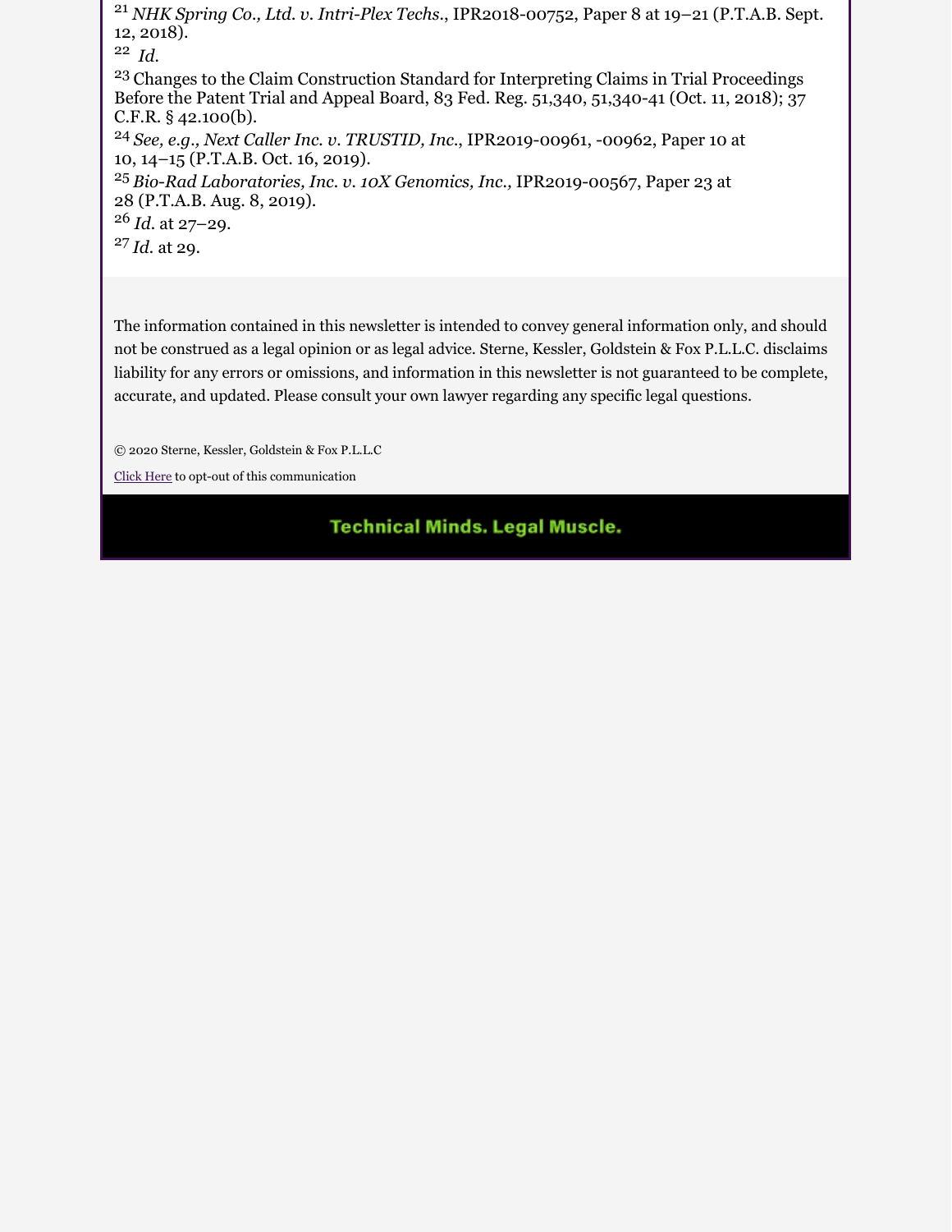[21] *NHK Spring Co., Ltd. v. Intri-Plex Techs.*, IPR2018-00752, Paper 8 at 19–21 (P.T.A.B. Sept. 12, 2018).

[22] *Id.*

[23] Changes to the Claim Construction Standard for Interpreting Claims in Trial Proceedings Before the Patent Trial and Appeal Board, 83 Fed. Reg. 51,340, 51,340-41 (Oct. 11, 2018); 37 C.F.R. § 42.100(b).

[24] *See, e.g., Next Caller Inc. v. TRUSTID, Inc.*, IPR2019-00961, -00962, Paper 10 at 10, 14–15 (P.T.A.B. Oct. 16, 2019).

[25] *Bio-Rad Laboratories, Inc. v. 10X Genomics, Inc.,* IPR2019-00567, Paper 23 at 28 (P.T.A.B. Aug. 8, 2019).

[26] *Id.* at 27–29.

[27] *Id.* at 29.

The information contained in this newsletter is intended to convey general information only, and should not be construed as a legal opinion or as legal advice. Sterne, Kessler, Goldstein & Fox P.L.L.C. disclaims liability for any errors or omissions, and information in this newsletter is not guaranteed to be complete, accurate, and updated. Please consult your own lawyer regarding any specific legal questions.

© 2020 Sterne, Kessler, Goldstein & Fox P.L.L.C

Click Here to opt-out of this communication

**Technical Minds. Legal Muscle.**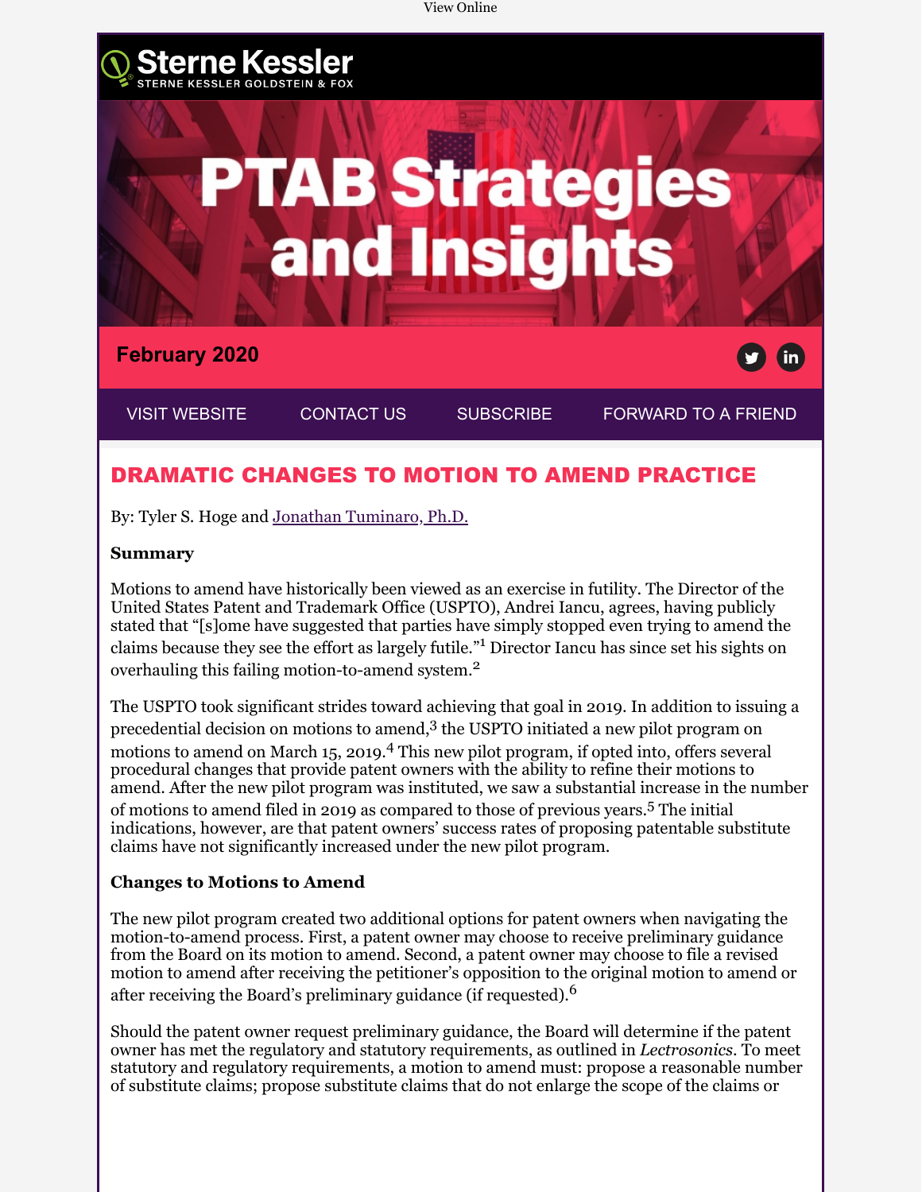View Online

Sterne Kessler
STERNE KESSLER GOLDSTEIN & FOX

# PTAB Strategies and Insights

February 2020

VISIT WEBSITE | CONTACT US | SUBSCRIBE | FORWARD TO A FRIEND

## DRAMATIC CHANGES TO MOTION TO AMEND PRACTICE

By: Tyler S. Hoge and Jonathan Tuminaro, Ph.D.

**Summary**

Motions to amend have historically been viewed as an exercise in futility. The Director of the United States Patent and Trademark Office (USPTO), Andrei Iancu, agrees, having publicly stated that "[s]ome have suggested that parties have simply stopped even trying to amend the claims because they see the effort as largely futile."[1] Director Iancu has since set his sights on overhauling this failing motion-to-amend system.[2]

The USPTO took significant strides toward achieving that goal in 2019. In addition to issuing a precedential decision on motions to amend,[3] the USPTO initiated a new pilot program on motions to amend on March 15, 2019.[4] This new pilot program, if opted into, offers several procedural changes that provide patent owners with the ability to refine their motions to amend. After the new pilot program was instituted, we saw a substantial increase in the number of motions to amend filed in 2019 as compared to those of previous years.[5] The initial indications, however, are that patent owners' success rates of proposing patentable substitute claims have not significantly increased under the new pilot program.

**Changes to Motions to Amend**

The new pilot program created two additional options for patent owners when navigating the motion-to-amend process. First, a patent owner may choose to receive preliminary guidance from the Board on its motion to amend. Second, a patent owner may choose to file a revised motion to amend after receiving the petitioner's opposition to the original motion to amend or after receiving the Board's preliminary guidance (if requested).[6]

Should the patent owner request preliminary guidance, the Board will determine if the patent owner has met the regulatory and statutory requirements, as outlined in *Lectrosonics*. To meet statutory and regulatory requirements, a motion to amend must: propose a reasonable number of substitute claims; propose substitute claims that do not enlarge the scope of the claims or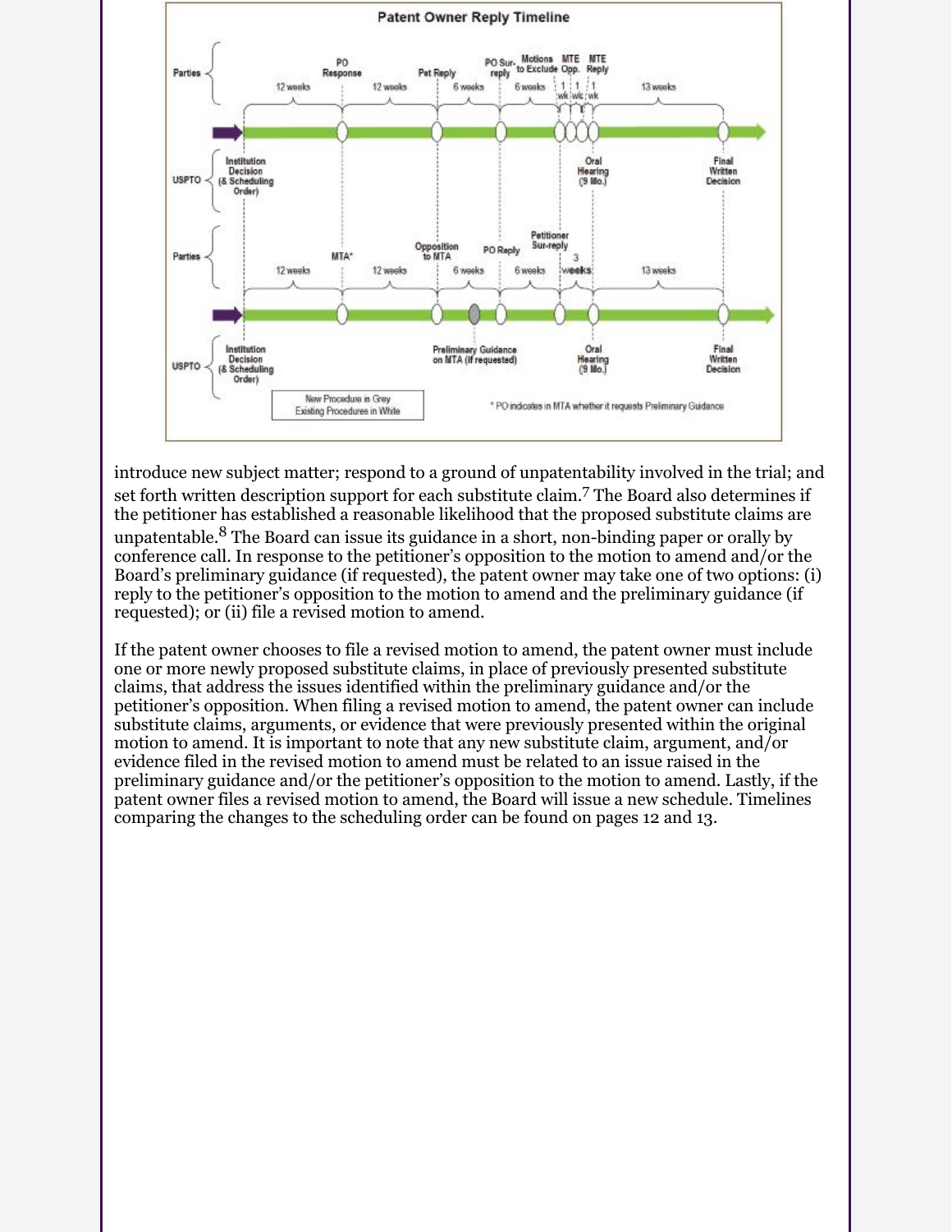introduce new subject matter; respond to a ground of unpatentability involved in the trial; and set forth written description support for each substitute claim.[7] The Board also determines if the petitioner has established a reasonable likelihood that the proposed substitute claims are unpatentable.[8] The Board can issue its guidance in a short, non-binding paper or orally by conference call. In response to the petitioner's opposition to the motion to amend and/or the Board's preliminary guidance (if requested), the patent owner may take one of two options: (i) reply to the petitioner's opposition to the motion to amend and the preliminary guidance (if requested); or (ii) file a revised motion to amend.

If the patent owner chooses to file a revised motion to amend, the patent owner must include one or more newly proposed substitute claims, in place of previously presented substitute claims, that address the issues identified within the preliminary guidance and/or the petitioner's opposition. When filing a revised motion to amend, the patent owner can include substitute claims, arguments, or evidence that were previously presented within the original motion to amend. It is important to note that any new substitute claim, argument, and/or evidence filed in the revised motion to amend must be related to an issue raised in the preliminary guidance and/or the petitioner's opposition to the motion to amend. Lastly, if the patent owner files a revised motion to amend, the Board will issue a new schedule. Timelines comparing the changes to the scheduling order can be found on pages 12 and 13.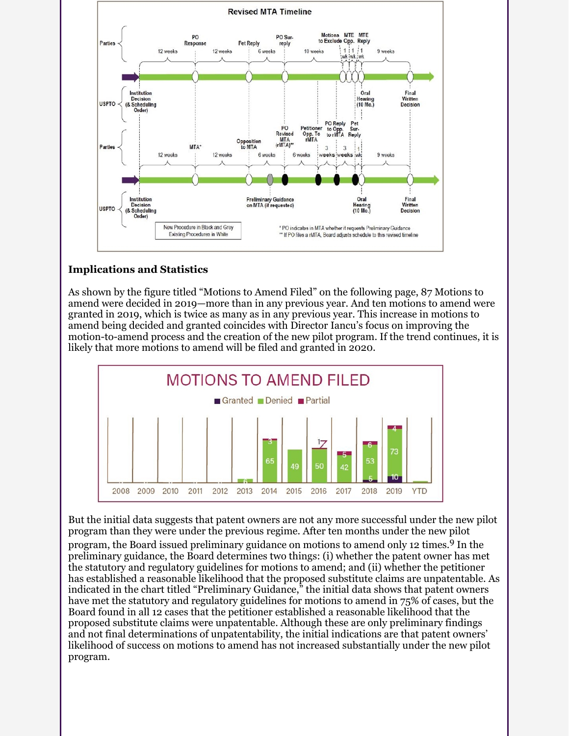## Implications and Statistics

As shown by the figure titled "Motions to Amend Filed" on the following page, 87 Motions to amend were decided in 2019—more than in any previous year. And ten motions to amend were granted in 2019, which is twice as many as in any previous year. This increase in motions to amend being decided and granted coincides with Director Iancu's focus on improving the motion-to-amend process and the creation of the new pilot program. If the trend continues, it is likely that more motions to amend will be filed and granted in 2020.

But the initial data suggests that patent owners are not any more successful under the new pilot program than they were under the previous regime. After ten months under the new pilot program, the Board issued preliminary guidance on motions to amend only 12 times.[9] In the preliminary guidance, the Board determines two things: (i) whether the patent owner has met the statutory and regulatory guidelines for motions to amend; and (ii) whether the petitioner has established a reasonable likelihood that the proposed substitute claims are unpatentable. As indicated in the chart titled "Preliminary Guidance," the initial data shows that patent owners have met the statutory and regulatory guidelines for motions to amend in 75% of cases, but the Board found in all 12 cases that the petitioner established a reasonable likelihood that the proposed substitute claims were unpatentable. Although these are only preliminary findings and not final determinations of unpatentability, the initial indications are that patent owners' likelihood of success on motions to amend has not increased substantially under the new pilot program.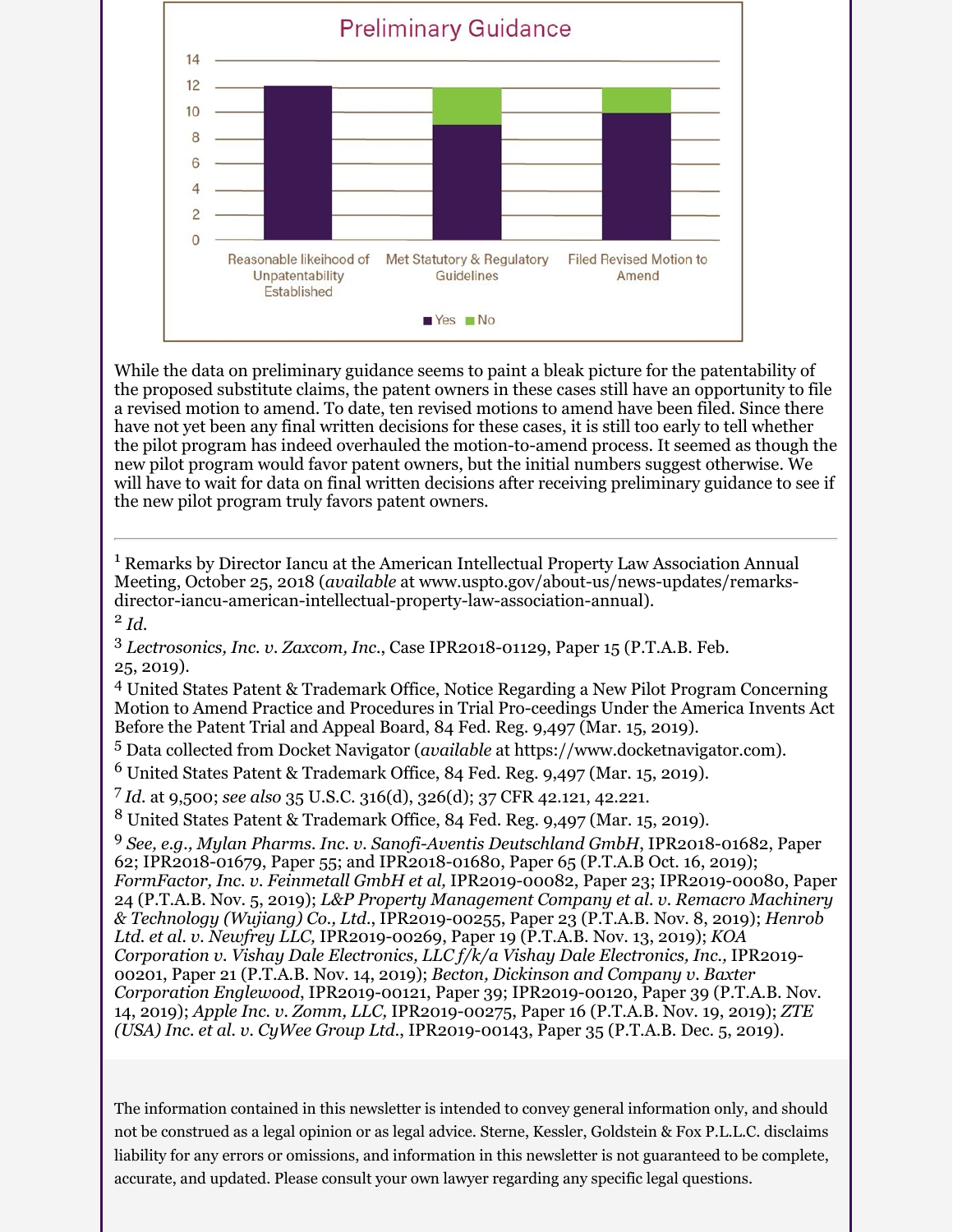**Preliminary Guidance**

| | Yes | No |
|---|---|---|
| Reasonable likeihood of Unpatentability Established | 12 | 0 |
| Met Statutory & Regulatory Guidelines | 9 | 3 |
| Filed Revised Motion to Amend | 10 | 2 |

While the data on preliminary guidance seems to paint a bleak picture for the patentability of the proposed substitute claims, the patent owners in these cases still have an opportunity to file a revised motion to amend. To date, ten revised motions to amend have been filed. Since there have not yet been any final written decisions for these cases, it is still too early to tell whether the pilot program has indeed overhauled the motion-to-amend process. It seemed as though the new pilot program would favor patent owners, but the initial numbers suggest otherwise. We will have to wait for data on final written decisions after receiving preliminary guidance to see if the new pilot program truly favors patent owners.

---

[1] Remarks by Director Iancu at the American Intellectual Property Law Association Annual Meeting, October 25, 2018 (*available* at www.uspto.gov/about-us/news-updates/remarks-director-iancu-american-intellectual-property-law-association-annual).

[2] *Id.*

[3] *Lectrosonics, Inc. v. Zaxcom, Inc.*, Case IPR2018-01129, Paper 15 (P.T.A.B. Feb. 25, 2019).

[4] United States Patent & Trademark Office, Notice Regarding a New Pilot Program Concerning Motion to Amend Practice and Procedures in Trial Pro-ceedings Under the America Invents Act Before the Patent Trial and Appeal Board, 84 Fed. Reg. 9,497 (Mar. 15, 2019).

[5] Data collected from Docket Navigator (*available* at https://www.docketnavigator.com).

[6] United States Patent & Trademark Office, 84 Fed. Reg. 9,497 (Mar. 15, 2019).

[7] *Id.* at 9,500; *see also* 35 U.S.C. 316(d), 326(d); 37 CFR 42.121, 42.221.

[8] United States Patent & Trademark Office, 84 Fed. Reg. 9,497 (Mar. 15, 2019).

[9] *See, e.g., Mylan Pharms. Inc. v. Sanofi-Aventis Deutschland GmbH*, IPR2018-01682, Paper 62; IPR2018-01679, Paper 55; and IPR2018-01680, Paper 65 (P.T.A.B Oct. 16, 2019); *FormFactor, Inc. v. Feinmetall GmbH et al*, IPR2019-00082, Paper 23; IPR2019-00080, Paper 24 (P.T.A.B. Nov. 5, 2019); *L&P Property Management Company et al. v. Remacro Machinery & Technology (Wujiang) Co., Ltd.*, IPR2019-00255, Paper 23 (P.T.A.B. Nov. 8, 2019); *Henrob Ltd. et al. v. Newfrey LLC,* IPR2019-00269, Paper 19 (P.T.A.B. Nov. 13, 2019); *KOA Corporation v. Vishay Dale Electronics, LLC f/k/a Vishay Dale Electronics, Inc.,* IPR2019-00201, Paper 21 (P.T.A.B. Nov. 14, 2019); *Becton, Dickinson and Company v. Baxter Corporation Englewood*, IPR2019-00121, Paper 39; IPR2019-00120, Paper 39 (P.T.A.B. Nov. 14, 2019); *Apple Inc. v. Zomm, LLC,* IPR2019-00275, Paper 16 (P.T.A.B. Nov. 19, 2019); *ZTE (USA) Inc. et al. v. CyWee Group Ltd.*, IPR2019-00143, Paper 35 (P.T.A.B. Dec. 5, 2019).

The information contained in this newsletter is intended to convey general information only, and should not be construed as a legal opinion or as legal advice. Sterne, Kessler, Goldstein & Fox P.L.L.C. disclaims liability for any errors or omissions, and information in this newsletter is not guaranteed to be complete, accurate, and updated. Please consult your own lawyer regarding any specific legal questions.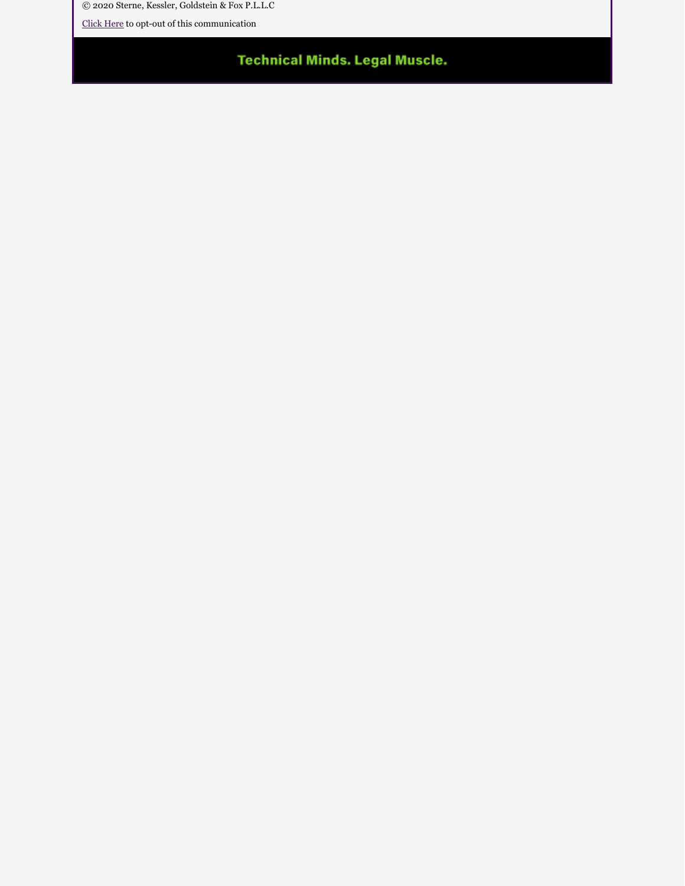© 2020 Sterne, Kessler, Goldstein & Fox P.L.L.C

Click Here to opt-out of this communication

Technical Minds. Legal Muscle.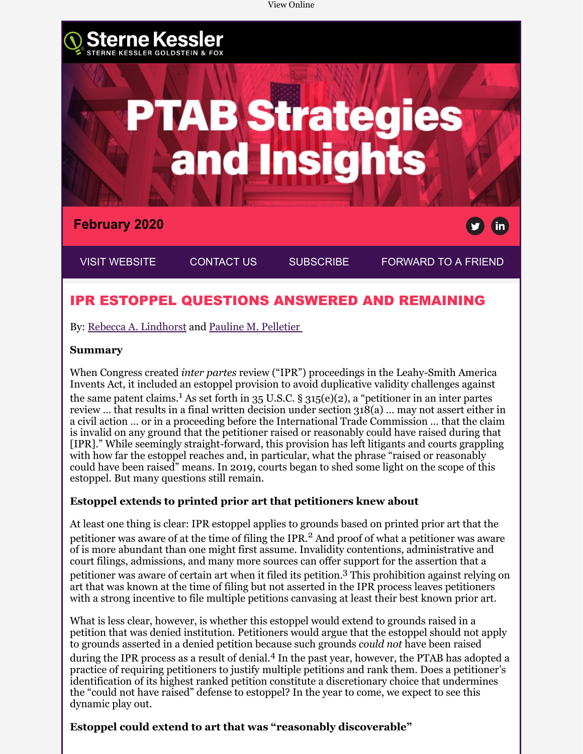View Online

Sterne Kessler
STERNE KESSLER GOLDSTEIN & FOX

# PTAB Strategies and Insights

February 2020

VISIT WEBSITE | CONTACT US | SUBSCRIBE | FORWARD TO A FRIEND

## IPR ESTOPPEL QUESTIONS ANSWERED AND REMAINING

By: Rebecca A. Lindhorst and Pauline M. Pelletier

**Summary**

When Congress created *inter partes* review ("IPR") proceedings in the Leahy-Smith America Invents Act, it included an estoppel provision to avoid duplicative validity challenges against the same patent claims.[1] As set forth in 35 U.S.C. § 315(e)(2), a "petitioner in an inter partes review … that results in a final written decision under section 318(a) … may not assert either in a civil action … or in a proceeding before the International Trade Commission … that the claim is invalid on any ground that the petitioner raised or reasonably could have raised during that [IPR]." While seemingly straight-forward, this provision has left litigants and courts grappling with how far the estoppel reaches and, in particular, what the phrase "raised or reasonably could have been raised" means. In 2019, courts began to shed some light on the scope of this estoppel. But many questions still remain.

**Estoppel extends to printed prior art that petitioners knew about**

At least one thing is clear: IPR estoppel applies to grounds based on printed prior art that the petitioner was aware of at the time of filing the IPR.[2] And proof of what a petitioner was aware of is more abundant than one might first assume. Invalidity contentions, administrative and court filings, admissions, and many more sources can offer support for the assertion that a petitioner was aware of certain art when it filed its petition.[3] This prohibition against relying on art that was known at the time of filing but not asserted in the IPR process leaves petitioners with a strong incentive to file multiple petitions canvasing at least their best known prior art.

What is less clear, however, is whether this estoppel would extend to grounds raised in a petition that was denied institution. Petitioners would argue that the estoppel should not apply to grounds asserted in a denied petition because such grounds *could not* have been raised during the IPR process as a result of denial.[4] In the past year, however, the PTAB has adopted a practice of requiring petitioners to justify multiple petitions and rank them. Does a petitioner's identification of its highest ranked petition constitute a discretionary choice that undermines the "could not have raised" defense to estoppel? In the year to come, we expect to see this dynamic play out.

**Estoppel could extend to art that was "reasonably discoverable"**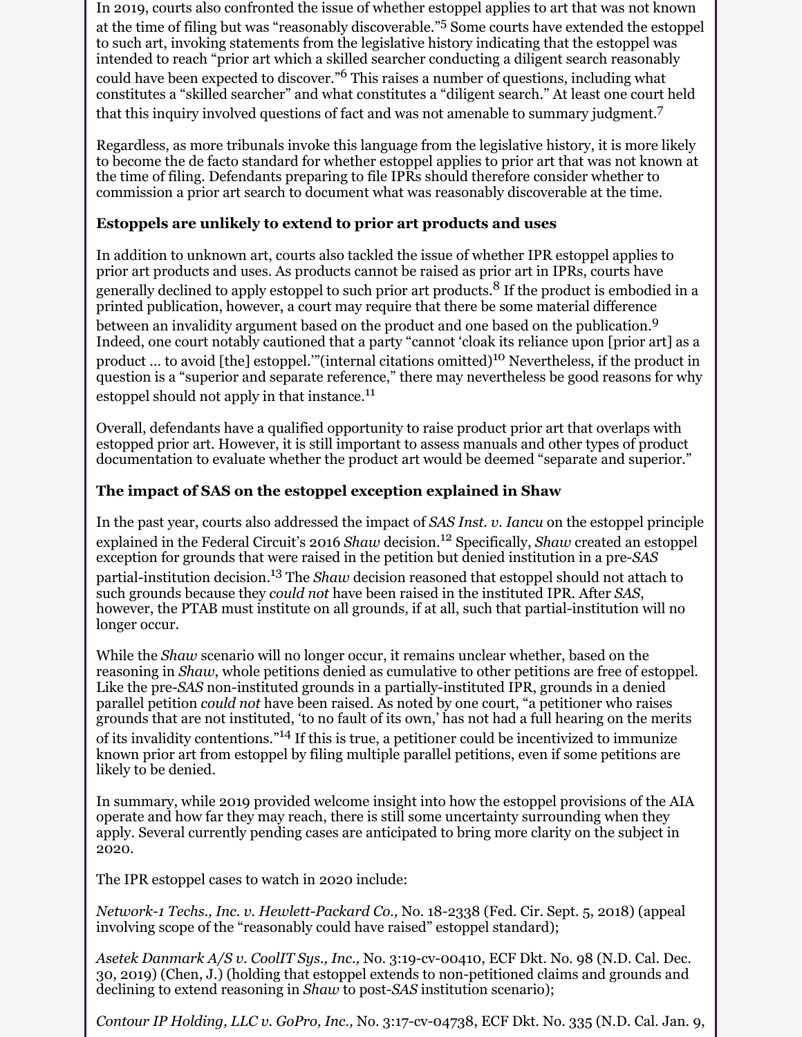In 2019, courts also confronted the issue of whether estoppel applies to art that was not known at the time of filing but was "reasonably discoverable."[5] Some courts have extended the estoppel to such art, invoking statements from the legislative history indicating that the estoppel was intended to reach "prior art which a skilled searcher conducting a diligent search reasonably could have been expected to discover."[6] This raises a number of questions, including what constitutes a "skilled searcher" and what constitutes a "diligent search." At least one court held that this inquiry involved questions of fact and was not amenable to summary judgment.[7]

Regardless, as more tribunals invoke this language from the legislative history, it is more likely to become the de facto standard for whether estoppel applies to prior art that was not known at the time of filing. Defendants preparing to file IPRs should therefore consider whether to commission a prior art search to document what was reasonably discoverable at the time.

**Estoppels are unlikely to extend to prior art products and uses**

In addition to unknown art, courts also tackled the issue of whether IPR estoppel applies to prior art products and uses. As products cannot be raised as prior art in IPRs, courts have generally declined to apply estoppel to such prior art products.[8] If the product is embodied in a printed publication, however, a court may require that there be some material difference between an invalidity argument based on the product and one based on the publication.[9] Indeed, one court notably cautioned that a party "cannot 'cloak its reliance upon [prior art] as a product … to avoid [the] estoppel.'"(internal citations omitted)[10] Nevertheless, if the product in question is a "superior and separate reference," there may nevertheless be good reasons for why estoppel should not apply in that instance.[11]

Overall, defendants have a qualified opportunity to raise product prior art that overlaps with estopped prior art. However, it is still important to assess manuals and other types of product documentation to evaluate whether the product art would be deemed "separate and superior."

**The impact of SAS on the estoppel exception explained in Shaw**

In the past year, courts also addressed the impact of *SAS Inst. v. Iancu* on the estoppel principle explained in the Federal Circuit's 2016 *Shaw* decision.[12] Specifically, *Shaw* created an estoppel exception for grounds that were raised in the petition but denied institution in a pre-*SAS* partial-institution decision.[13] The *Shaw* decision reasoned that estoppel should not attach to such grounds because they *could not* have been raised in the instituted IPR. After *SAS*, however, the PTAB must institute on all grounds, if at all, such that partial-institution will no longer occur.

While the *Shaw* scenario will no longer occur, it remains unclear whether, based on the reasoning in *Shaw*, whole petitions denied as cumulative to other petitions are free of estoppel. Like the pre-*SAS* non-instituted grounds in a partially-instituted IPR, grounds in a denied parallel petition *could not* have been raised. As noted by one court, "a petitioner who raises grounds that are not instituted, 'to no fault of its own,' has not had a full hearing on the merits of its invalidity contentions."[14] If this is true, a petitioner could be incentivized to immunize known prior art from estoppel by filing multiple parallel petitions, even if some petitions are likely to be denied.

In summary, while 2019 provided welcome insight into how the estoppel provisions of the AIA operate and how far they may reach, there is still some uncertainty surrounding when they apply. Several currently pending cases are anticipated to bring more clarity on the subject in 2020.

The IPR estoppel cases to watch in 2020 include:

*Network-1 Techs., Inc. v. Hewlett-Packard Co.,* No. 18-2338 (Fed. Cir. Sept. 5, 2018) (appeal involving scope of the "reasonably could have raised" estoppel standard);

*Asetek Danmark A/S v. CoolIT Sys., Inc.,* No. 3:19-cv-00410, ECF Dkt. No. 98 (N.D. Cal. Dec. 30, 2019) (Chen, J.) (holding that estoppel extends to non-petitioned claims and grounds and declining to extend reasoning in *Shaw* to post-*SAS* institution scenario);

*Contour IP Holding, LLC v. GoPro, Inc.,* No. 3:17-cv-04738, ECF Dkt. No. 335 (N.D. Cal. Jan. 9,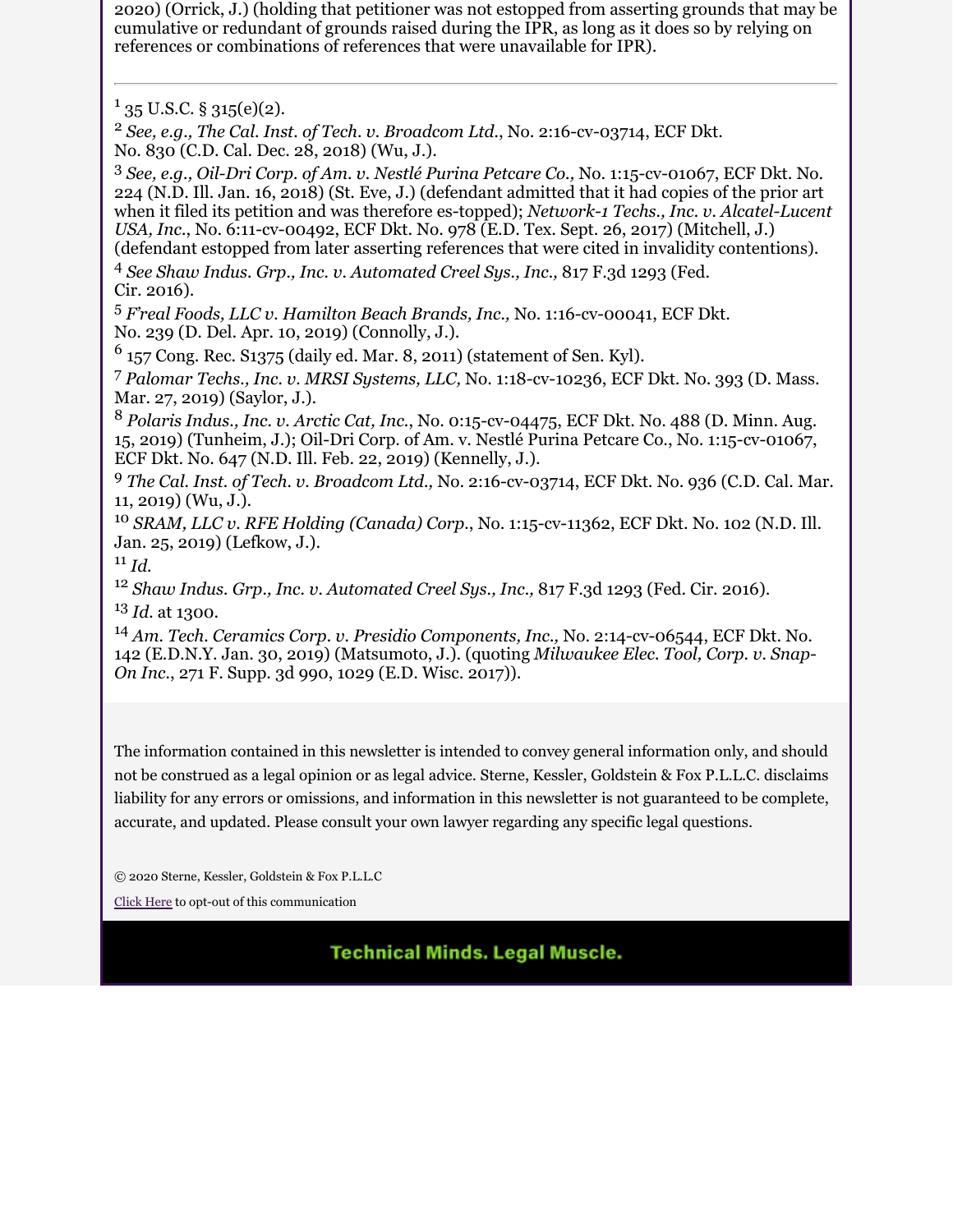2020) (Orrick, J.) (holding that petitioner was not estopped from asserting grounds that may be cumulative or redundant of grounds raised during the IPR, as long as it does so by relying on references or combinations of references that were unavailable for IPR).

---

[1] 35 U.S.C. § 315(e)(2).

[2] *See, e.g., The Cal. Inst. of Tech. v. Broadcom Ltd.*, No. 2:16-cv-03714, ECF Dkt. No. 830 (C.D. Cal. Dec. 28, 2018) (Wu, J.).

[3] *See, e.g., Oil-Dri Corp. of Am. v. Nestlé Purina Petcare Co.,* No. 1:15-cv-01067, ECF Dkt. No. 224 (N.D. Ill. Jan. 16, 2018) (St. Eve, J.) (defendant admitted that it had copies of the prior art when it filed its petition and was therefore es-topped); *Network-1 Techs., Inc. v. Alcatel-Lucent USA, Inc.*, No. 6:11-cv-00492, ECF Dkt. No. 978 (E.D. Tex. Sept. 26, 2017) (Mitchell, J.) (defendant estopped from later asserting references that were cited in invalidity contentions).

[4] *See Shaw Indus. Grp., Inc. v. Automated Creel Sys., Inc.,* 817 F.3d 1293 (Fed. Cir. 2016).

[5] *F'real Foods, LLC v. Hamilton Beach Brands, Inc.,* No. 1:16-cv-00041, ECF Dkt. No. 239 (D. Del. Apr. 10, 2019) (Connolly, J.).

[6] 157 Cong. Rec. S1375 (daily ed. Mar. 8, 2011) (statement of Sen. Kyl).

[7] *Palomar Techs., Inc. v. MRSI Systems, LLC,* No. 1:18-cv-10236, ECF Dkt. No. 393 (D. Mass. Mar. 27, 2019) (Saylor, J.).

[8] *Polaris Indus., Inc. v. Arctic Cat, Inc.*, No. 0:15-cv-04475, ECF Dkt. No. 488 (D. Minn. Aug. 15, 2019) (Tunheim, J.); Oil-Dri Corp. of Am. v. Nestlé Purina Petcare Co., No. 1:15-cv-01067, ECF Dkt. No. 647 (N.D. Ill. Feb. 22, 2019) (Kennelly, J.).

[9] *The Cal. Inst. of Tech. v. Broadcom Ltd.,* No. 2:16-cv-03714, ECF Dkt. No. 936 (C.D. Cal. Mar. 11, 2019) (Wu, J.).

[10] *SRAM, LLC v. RFE Holding (Canada) Corp.*, No. 1:15-cv-11362, ECF Dkt. No. 102 (N.D. Ill. Jan. 25, 2019) (Lefkow, J.).

[11] *Id.*

[12] *Shaw Indus. Grp., Inc. v. Automated Creel Sys., Inc.,* 817 F.3d 1293 (Fed. Cir. 2016).

[13] *Id.* at 1300.

[14] *Am. Tech. Ceramics Corp. v. Presidio Components, Inc.,* No. 2:14-cv-06544, ECF Dkt. No. 142 (E.D.N.Y. Jan. 30, 2019) (Matsumoto, J.). (quoting *Milwaukee Elec. Tool, Corp. v. Snap-On Inc.*, 271 F. Supp. 3d 990, 1029 (E.D. Wisc. 2017)).

The information contained in this newsletter is intended to convey general information only, and should not be construed as a legal opinion or as legal advice. Sterne, Kessler, Goldstein & Fox P.L.L.C. disclaims liability for any errors or omissions, and information in this newsletter is not guaranteed to be complete, accurate, and updated. Please consult your own lawyer regarding any specific legal questions.

© 2020 Sterne, Kessler, Goldstein & Fox P.L.L.C

Click Here to opt-out of this communication

**Technical Minds. Legal Muscle.**